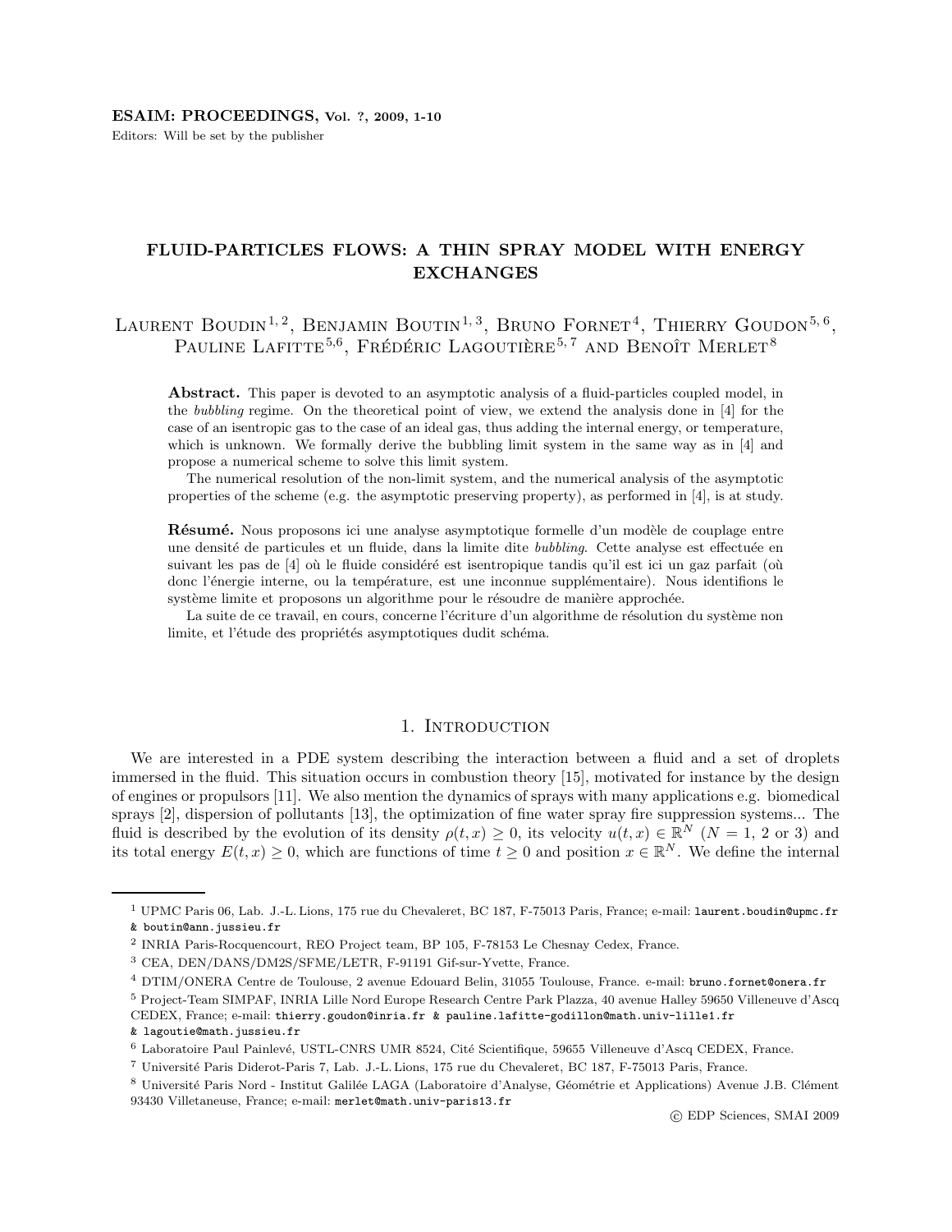# FLUID-PARTICLES FLOWS: A THIN SPRAY MODEL WITH ENERGY EXCHANGES

Laurent Boudin[1, 2], Benjamin Boutin[1, 3], Bruno Fornet[4], Thierry Goudon[5, 6], Pauline Lafitte[5,6], Frédéric Lagoutière[5, 7] and Benoît Merlet[8]

**Abstract.** This paper is devoted to an asymptotic analysis of a fluid-particles coupled model, in the *bubbling* regime. On the theoretical point of view, we extend the analysis done in [4] for the case of an isentropic gas to the case of an ideal gas, thus adding the internal energy, or temperature, which is unknown. We formally derive the bubbling limit system in the same way as in [4] and propose a numerical scheme to solve this limit system.

The numerical resolution of the non-limit system, and the numerical analysis of the asymptotic properties of the scheme (e.g. the asymptotic preserving property), as performed in [4], is at study.

**Résumé.** Nous proposons ici une analyse asymptotique formelle d'un modèle de couplage entre une densité de particules et un fluide, dans la limite dite *bubbling*. Cette analyse est effectuée en suivant les pas de [4] où le fluide considéré est isentropique tandis qu'il est ici un gaz parfait (où donc l'énergie interne, ou la température, est une inconnue supplémentaire). Nous identifions le système limite et proposons un algorithme pour le résoudre de manière approchée.

La suite de ce travail, en cours, concerne l'écriture d'un algorithme de résolution du système non limite, et l'étude des propriétés asymptotiques dudit schéma.

## 1. Introduction

We are interested in a PDE system describing the interaction between a fluid and a set of droplets immersed in the fluid. This situation occurs in combustion theory [15], motivated for instance by the design of engines or propulsors [11]. We also mention the dynamics of sprays with many applications e.g. biomedical sprays [2], dispersion of pollutants [13], the optimization of fine water spray fire suppression systems... The fluid is described by the evolution of its density $\rho(t, x) \geq 0$, its velocity $u(t, x) \in \mathbb{R}^N$ ($N = 1$, 2 or 3) and its total energy $E(t, x) \geq 0$, which are functions of time $t \geq 0$ and position $x \in \mathbb{R}^N$. We define the internal

---

[1] UPMC Paris 06, Lab. J.-L. Lions, 175 rue du Chevaleret, BC 187, F-75013 Paris, France; e-mail: laurent.boudin@upmc.fr & boutin@ann.jussieu.fr

[2] INRIA Paris-Rocquencourt, REO Project team, BP 105, F-78153 Le Chesnay Cedex, France.

[3] CEA, DEN/DANS/DM2S/SFME/LETR, F-91191 Gif-sur-Yvette, France.

[4] DTIM/ONERA Centre de Toulouse, 2 avenue Edouard Belin, 31055 Toulouse, France. e-mail: bruno.fornet@onera.fr

[5] Project-Team SIMPAF, INRIA Lille Nord Europe Research Centre Park Plazza, 40 avenue Halley 59650 Villeneuve d'Ascq CEDEX, France; e-mail: thierry.goudon@inria.fr & pauline.lafitte-godillon@math.univ-lille1.fr & lagoutie@math.jussieu.fr

[6] Laboratoire Paul Painlevé, USTL-CNRS UMR 8524, Cité Scientifique, 59655 Villeneuve d'Ascq CEDEX, France.

[7] Université Paris Diderot-Paris 7, Lab. J.-L. Lions, 175 rue du Chevaleret, BC 187, F-75013 Paris, France.

[8] Université Paris Nord - Institut Galilée LAGA (Laboratoire d'Analyse, Géométrie et Applications) Avenue J.B. Clément 93430 Villetaneuse, France; e-mail: merlet@math.univ-paris13.fr

© EDP Sciences, SMAI 2009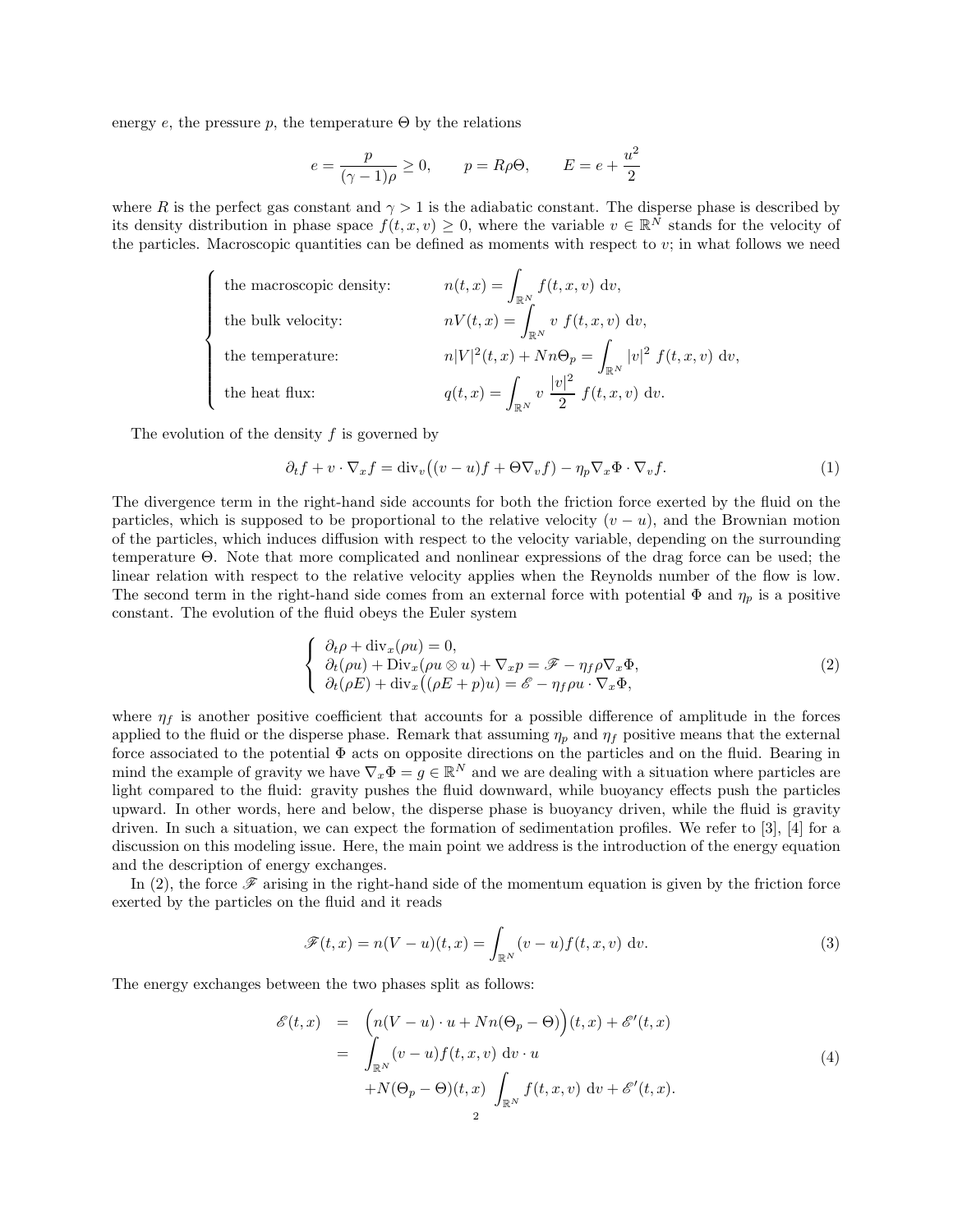energy $e$, the pressure $p$, the temperature $\Theta$ by the relations

$$e = \frac{p}{(\gamma-1)\rho} \geq 0, \qquad p = R\rho\Theta, \qquad E = e + \frac{u^2}{2}$$

where $R$ is the perfect gas constant and $\gamma > 1$ is the adiabatic constant. The disperse phase is described by its density distribution in phase space $f(t,x,v) \geq 0$, where the variable $v \in \mathbb{R}^N$ stands for the velocity of the particles. Macroscopic quantities can be defined as moments with respect to $v$; in what follows we need

$$\left\{\begin{array}{ll}
\text{the macroscopic density:} & n(t,x) = \displaystyle\int_{\mathbb{R}^N} f(t,x,v)\ \mathrm{d}v, \\[2mm]
\text{the bulk velocity:} & nV(t,x) = \displaystyle\int_{\mathbb{R}^N} v\ f(t,x,v)\ \mathrm{d}v, \\[2mm]
\text{the temperature:} & n|V|^2(t,x) + Nn\Theta_p = \displaystyle\int_{\mathbb{R}^N} |v|^2\ f(t,x,v)\ \mathrm{d}v, \\[2mm]
\text{the heat flux:} & q(t,x) = \displaystyle\int_{\mathbb{R}^N} v\ \frac{|v|^2}{2}\ f(t,x,v)\ \mathrm{d}v.
\end{array}\right.$$

The evolution of the density $f$ is governed by

$$\partial_t f + v \cdot \nabla_x f = \mathrm{div}_v\big((v-u)f + \Theta\nabla_v f\big) - \eta_p \nabla_x \Phi \cdot \nabla_v f. \tag{1}$$

The divergence term in the right-hand side accounts for both the friction force exerted by the fluid on the particles, which is supposed to be proportional to the relative velocity $(v-u)$, and the Brownian motion of the particles, which induces diffusion with respect to the velocity variable, depending on the surrounding temperature $\Theta$. Note that more complicated and nonlinear expressions of the drag force can be used; the linear relation with respect to the relative velocity applies when the Reynolds number of the flow is low. The second term in the right-hand side comes from an external force with potential $\Phi$ and $\eta_p$ is a positive constant. The evolution of the fluid obeys the Euler system

$$\left\{\begin{array}{l}
\partial_t \rho + \mathrm{div}_x(\rho u) = 0, \\
\partial_t(\rho u) + \mathrm{Div}_x(\rho u \otimes u) + \nabla_x p = \mathscr{F} - \eta_f \rho \nabla_x \Phi, \\
\partial_t(\rho E) + \mathrm{div}_x\big((\rho E + p)u\big) = \mathscr{E} - \eta_f \rho u \cdot \nabla_x \Phi,
\end{array}\right. \tag{2}$$

where $\eta_f$ is another positive coefficient that accounts for a possible difference of amplitude in the forces applied to the fluid or the disperse phase. Remark that assuming $\eta_p$ and $\eta_f$ positive means that the external force associated to the potential $\Phi$ acts on opposite directions on the particles and on the fluid. Bearing in mind the example of gravity we have $\nabla_x \Phi = g \in \mathbb{R}^N$ and we are dealing with a situation where particles are light compared to the fluid: gravity pushes the fluid downward, while buoyancy effects push the particles upward. In other words, here and below, the disperse phase is buoyancy driven, while the fluid is gravity driven. In such a situation, we can expect the formation of sedimentation profiles. We refer to [3], [4] for a discussion on this modeling issue. Here, the main point we address is the introduction of the energy equation and the description of energy exchanges.

In (2), the force $\mathscr{F}$ arising in the right-hand side of the momentum equation is given by the friction force exerted by the particles on the fluid and it reads

$$\mathscr{F}(t,x) = n(V-u)(t,x) = \int_{\mathbb{R}^N} (v-u) f(t,x,v)\ \mathrm{d}v. \tag{3}$$

The energy exchanges between the two phases split as follows:

$$\begin{array}{rcl}
\mathscr{E}(t,x) & = & \Big(n(V-u)\cdot u + Nn(\Theta_p - \Theta)\Big)(t,x) + \mathscr{E}'(t,x) \\[2mm]
& = & \displaystyle\int_{\mathbb{R}^N} (v-u) f(t,x,v)\ \mathrm{d}v \cdot u \\[2mm]
& & + N(\Theta_p - \Theta)(t,x) \displaystyle\int_{\mathbb{R}^N} f(t,x,v)\ \mathrm{d}v + \mathscr{E}'(t,x).
\end{array} \tag{4}$$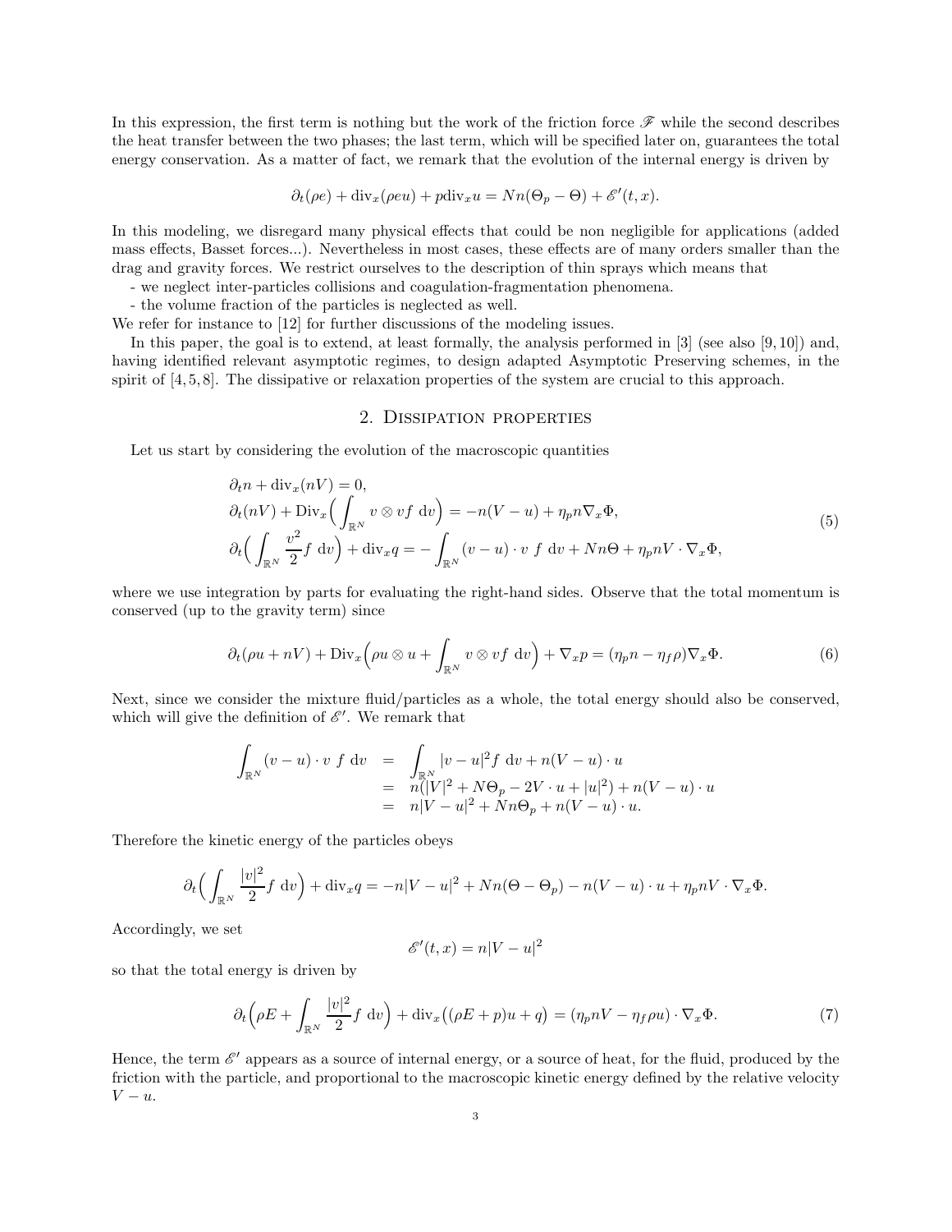In this expression, the first term is nothing but the work of the friction force $\mathscr{F}$ while the second describes the heat transfer between the two phases; the last term, which will be specified later on, guarantees the total energy conservation. As a matter of fact, we remark that the evolution of the internal energy is driven by

$$\partial_t(\rho e) + \mathrm{div}_x(\rho e u) + p\,\mathrm{div}_x u = Nn(\Theta_p - \Theta) + \mathscr{E}'(t,x).$$

In this modeling, we disregard many physical effects that could be non negligible for applications (added mass effects, Basset forces...). Nevertheless in most cases, these effects are of many orders smaller than the drag and gravity forces. We restrict ourselves to the description of thin sprays which means that

- we neglect inter-particles collisions and coagulation-fragmentation phenomena.
- the volume fraction of the particles is neglected as well.

We refer for instance to [12] for further discussions of the modeling issues.

In this paper, the goal is to extend, at least formally, the analysis performed in [3] (see also [9, 10]) and, having identified relevant asymptotic regimes, to design adapted Asymptotic Preserving schemes, in the spirit of [4, 5, 8]. The dissipative or relaxation properties of the system are crucial to this approach.

## 2. Dissipation properties

Let us start by considering the evolution of the macroscopic quantities

$$\begin{aligned}
&\partial_t n + \mathrm{div}_x(nV) = 0,\\
&\partial_t(nV) + \mathrm{Div}_x\Big(\int_{\mathbb{R}^N} v\otimes v f \; \mathrm{d}v\Big) = -n(V-u) + \eta_p n \nabla_x \Phi,\\
&\partial_t\Big(\int_{\mathbb{R}^N} \frac{v^2}{2} f \; \mathrm{d}v\Big) + \mathrm{div}_x q = -\int_{\mathbb{R}^N} (v-u)\cdot v \; f \; \mathrm{d}v + Nn\Theta + \eta_p nV\cdot \nabla_x \Phi,
\end{aligned} \tag{5}$$

where we use integration by parts for evaluating the right-hand sides. Observe that the total momentum is conserved (up to the gravity term) since

$$\partial_t(\rho u + nV) + \mathrm{Div}_x\Big(\rho u\otimes u + \int_{\mathbb{R}^N} v\otimes v f \; \mathrm{d}v\Big) + \nabla_x p = (\eta_p n - \eta_f \rho)\nabla_x \Phi. \tag{6}$$

Next, since we consider the mixture fluid/particles as a whole, the total energy should also be conserved, which will give the definition of $\mathscr{E}'$. We remark that

$$\begin{aligned}
\int_{\mathbb{R}^N} (v-u)\cdot v \; f \; \mathrm{d}v &= \int_{\mathbb{R}^N} |v-u|^2 f \; \mathrm{d}v + n(V-u)\cdot u\\
&= n(|V|^2 + N\Theta_p - 2V\cdot u + |u|^2) + n(V-u)\cdot u\\
&= n|V-u|^2 + Nn\Theta_p + n(V-u)\cdot u.
\end{aligned}$$

Therefore the kinetic energy of the particles obeys

$$\partial_t\Big(\int_{\mathbb{R}^N} \frac{|v|^2}{2} f \; \mathrm{d}v\Big) + \mathrm{div}_x q = -n|V-u|^2 + Nn(\Theta - \Theta_p) - n(V-u)\cdot u + \eta_p nV\cdot\nabla_x\Phi.$$

Accordingly, we set

$$\mathscr{E}'(t,x) = n|V-u|^2$$

so that the total energy is driven by

$$\partial_t\Big(\rho E + \int_{\mathbb{R}^N} \frac{|v|^2}{2} f \; \mathrm{d}v\Big) + \mathrm{div}_x\big((\rho E + p)u + q\big) = (\eta_p nV - \eta_f \rho u)\cdot \nabla_x \Phi. \tag{7}$$

Hence, the term $\mathscr{E}'$ appears as a source of internal energy, or a source of heat, for the fluid, produced by the friction with the particle, and proportional to the macroscopic kinetic energy defined by the relative velocity $V-u$.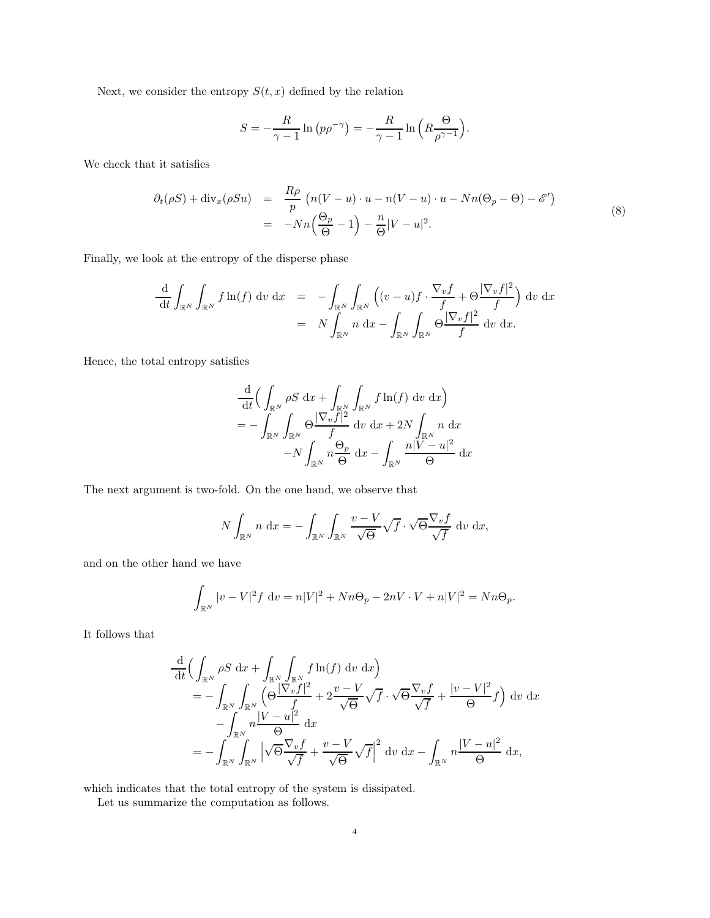Next, we consider the entropy $S(t,x)$ defined by the relation

$$S = -\frac{R}{\gamma-1}\ln\left(p\rho^{-\gamma}\right) = -\frac{R}{\gamma-1}\ln\Big(R\frac{\Theta}{\rho^{\gamma-1}}\Big).$$

We check that it satisfies

$$\begin{aligned}
\partial_t(\rho S) + \mathrm{div}_x(\rho S u) &= \frac{R\rho}{p}\,\left(n(V-u)\cdot u - n(V-u)\cdot u - Nn(\Theta_p - \Theta) - \mathscr{E}'\right) \\
&= -Nn\Big(\frac{\Theta_p}{\Theta} - 1\Big) - \frac{n}{\Theta}|V-u|^2.
\end{aligned} \tag{8}$$

Finally, we look at the entropy of the disperse phase

$$\begin{aligned}
\frac{\mathrm{d}}{\mathrm{d}t}\int_{\mathbb{R}^N}\int_{\mathbb{R}^N} f\ln(f)\ \mathrm{d}v\ \mathrm{d}x &= -\int_{\mathbb{R}^N}\int_{\mathbb{R}^N}\Big((v-u)f\cdot\frac{\nabla_v f}{f} + \Theta\frac{|\nabla_v f|^2}{f}\Big)\ \mathrm{d}v\ \mathrm{d}x \\
&= N\int_{\mathbb{R}^N} n\ \mathrm{d}x - \int_{\mathbb{R}^N}\int_{\mathbb{R}^N}\Theta\frac{|\nabla_v f|^2}{f}\ \mathrm{d}v\ \mathrm{d}x.
\end{aligned}$$

Hence, the total entropy satisfies

$$\begin{aligned}
&\frac{\mathrm{d}}{\mathrm{d}t}\Big(\int_{\mathbb{R}^N}\rho S\ \mathrm{d}x + \int_{\mathbb{R}^N}\int_{\mathbb{R}^N} f\ln(f)\ \mathrm{d}v\ \mathrm{d}x\Big) \\
&= -\int_{\mathbb{R}^N}\int_{\mathbb{R}^N}\Theta\frac{|\nabla_v f|^2}{f}\ \mathrm{d}v\ \mathrm{d}x + 2N\int_{\mathbb{R}^N} n\ \mathrm{d}x \\
&\qquad -N\int_{\mathbb{R}^N} n\frac{\Theta_p}{\Theta}\ \mathrm{d}x - \int_{\mathbb{R}^N}\frac{n|V-u|^2}{\Theta}\ \mathrm{d}x
\end{aligned}$$

The next argument is two-fold. On the one hand, we observe that

$$N\int_{\mathbb{R}^N} n\ \mathrm{d}x = -\int_{\mathbb{R}^N}\int_{\mathbb{R}^N}\frac{v-V}{\sqrt{\Theta}}\sqrt{f}\cdot\sqrt{\Theta}\frac{\nabla_v f}{\sqrt{f}}\ \mathrm{d}v\ \mathrm{d}x,$$

and on the other hand we have

$$\int_{\mathbb{R}^N}|v-V|^2 f\ \mathrm{d}v = n|V|^2 + Nn\Theta_p - 2nV\cdot V + n|V|^2 = Nn\Theta_p.$$

It follows that

$$\begin{aligned}
&\frac{\mathrm{d}}{\mathrm{d}t}\Big(\int_{\mathbb{R}^N}\rho S\ \mathrm{d}x + \int_{\mathbb{R}^N}\int_{\mathbb{R}^N} f\ln(f)\ \mathrm{d}v\ \mathrm{d}x\Big) \\
&= -\int_{\mathbb{R}^N}\int_{\mathbb{R}^N}\Big(\Theta\frac{|\nabla_v f|^2}{f} + 2\frac{v-V}{\sqrt{\Theta}}\sqrt{f}\cdot\sqrt{\Theta}\frac{\nabla_v f}{\sqrt{f}} + \frac{|v-V|^2}{\Theta}f\Big)\ \mathrm{d}v\ \mathrm{d}x \\
&\qquad -\int_{\mathbb{R}^N} n\frac{|V-u|^2}{\Theta}\ \mathrm{d}x \\
&= -\int_{\mathbb{R}^N}\int_{\mathbb{R}^N}\Big|\sqrt{\Theta}\frac{\nabla_v f}{\sqrt{f}} + \frac{v-V}{\sqrt{\Theta}}\sqrt{f}\Big|^2\ \mathrm{d}v\ \mathrm{d}x - \int_{\mathbb{R}^N} n\frac{|V-u|^2}{\Theta}\ \mathrm{d}x,
\end{aligned}$$

which indicates that the total entropy of the system is dissipated.

Let us summarize the computation as follows.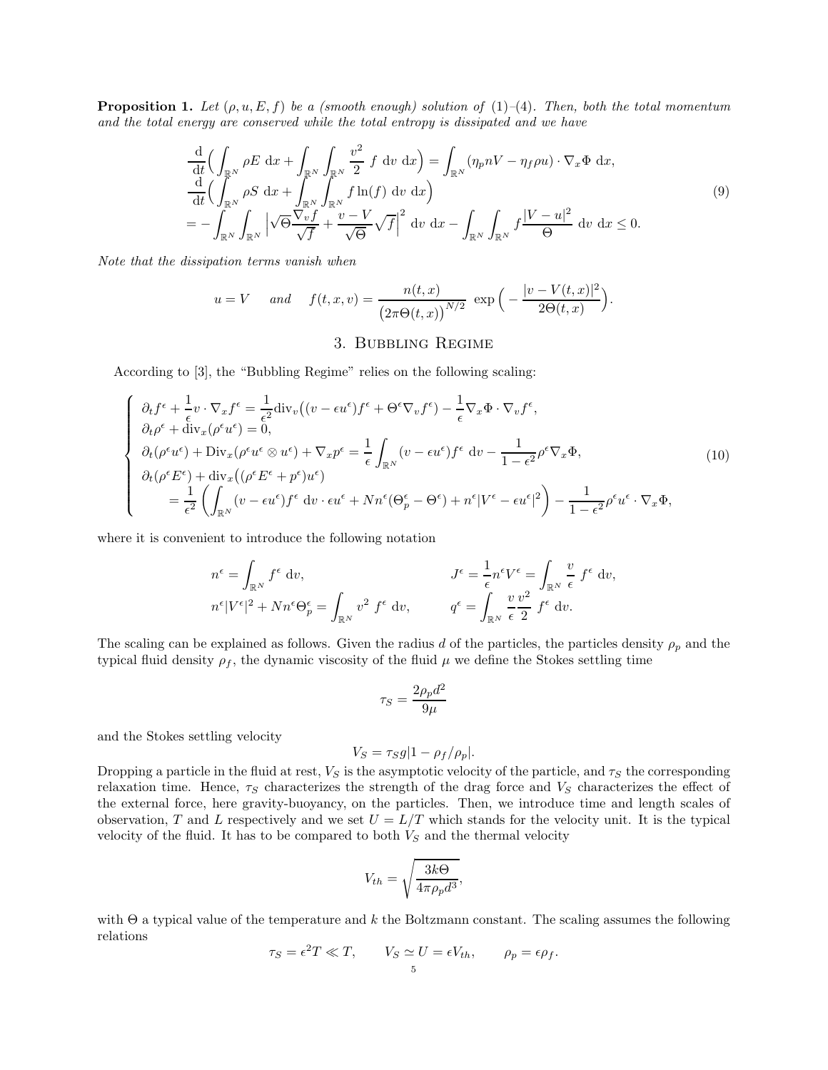**Proposition 1.** *Let $(\rho, u, E, f)$ be a (smooth enough) solution of (1)–(4). Then, both the total momentum and the total energy are conserved while the total entropy is dissipated and we have*

$$
\begin{aligned}
&\frac{\mathrm{d}}{\mathrm{d}t}\Big( \int_{\mathbb{R}^N} \rho E \ \mathrm{d}x + \int_{\mathbb{R}^N}\int_{\mathbb{R}^N} \frac{v^2}{2}\ f \ \mathrm{d}v \ \mathrm{d}x \Big) = \int_{\mathbb{R}^N} (\eta_p n V - \eta_f \rho u)\cdot \nabla_x \Phi \ \mathrm{d}x,\\
&\frac{\mathrm{d}}{\mathrm{d}t}\Big( \int_{\mathbb{R}^N} \rho S \ \mathrm{d}x + \int_{\mathbb{R}^N}\int_{\mathbb{R}^N} f \ln(f) \ \mathrm{d}v \ \mathrm{d}x \Big)\\
&= -\int_{\mathbb{R}^N}\int_{\mathbb{R}^N} \Big| \sqrt{\Theta}\frac{\nabla_v f}{\sqrt{f}} + \frac{v-V}{\sqrt{\Theta}}\sqrt{f}\Big|^2 \ \mathrm{d}v \ \mathrm{d}x - \int_{\mathbb{R}^N}\int_{\mathbb{R}^N} f \frac{|V-u|^2}{\Theta} \ \mathrm{d}v \ \mathrm{d}x \le 0.
\end{aligned}
\tag{9}
$$

*Note that the dissipation terms vanish when*

$$
u = V \quad \text{ and } \quad f(t,x,v) = \frac{n(t,x)}{\big(2\pi\Theta(t,x)\big)^{N/2}} \ \exp\Big( -\frac{|v - V(t,x)|^2}{2\Theta(t,x)}\Big).
$$

## 3. Bubbling Regime

According to [3], the "Bubbling Regime" relies on the following scaling:

$$
\left\{
\begin{aligned}
&\partial_t f^\epsilon + \frac{1}{\epsilon} v\cdot \nabla_x f^\epsilon = \frac{1}{\epsilon^2}\mathrm{div}_v\big( (v - \epsilon u^\epsilon) f^\epsilon + \Theta^\epsilon \nabla_v f^\epsilon \big) - \frac{1}{\epsilon}\nabla_x \Phi \cdot \nabla_v f^\epsilon,\\
&\partial_t \rho^\epsilon + \mathrm{div}_x(\rho^\epsilon u^\epsilon) = 0,\\
&\partial_t(\rho^\epsilon u^\epsilon) + \mathrm{Div}_x(\rho^\epsilon u^\epsilon \otimes u^\epsilon) + \nabla_x p^\epsilon = \frac{1}{\epsilon}\int_{\mathbb{R}^N} (v - \epsilon u^\epsilon) f^\epsilon \ \mathrm{d}v - \frac{1}{1-\epsilon^2}\rho^\epsilon \nabla_x \Phi,\\
&\partial_t(\rho^\epsilon E^\epsilon) + \mathrm{div}_x\big( (\rho^\epsilon E^\epsilon + p^\epsilon) u^\epsilon \big)\\
&\quad = \frac{1}{\epsilon^2}\left( \int_{\mathbb{R}^N} (v - \epsilon u^\epsilon) f^\epsilon \ \mathrm{d}v \cdot \epsilon u^\epsilon + N n^\epsilon (\Theta^\epsilon_p - \Theta^\epsilon) + n^\epsilon |V^\epsilon - \epsilon u^\epsilon|^2 \right) - \frac{1}{1-\epsilon^2}\rho^\epsilon u^\epsilon \cdot \nabla_x \Phi,
\end{aligned}
\right.
\tag{10}
$$

where it is convenient to introduce the following notation

$$
\begin{aligned}
&n^\epsilon = \int_{\mathbb{R}^N} f^\epsilon \ \mathrm{d}v, && J^\epsilon = \frac{1}{\epsilon} n^\epsilon V^\epsilon = \int_{\mathbb{R}^N} \frac{v}{\epsilon}\ f^\epsilon \ \mathrm{d}v,\\
&n^\epsilon |V^\epsilon|^2 + N n^\epsilon \Theta^\epsilon_p = \int_{\mathbb{R}^N} v^2 \ f^\epsilon \ \mathrm{d}v, && q^\epsilon = \int_{\mathbb{R}^N} \frac{v}{\epsilon}\frac{v^2}{2}\ f^\epsilon \ \mathrm{d}v.
\end{aligned}
$$

The scaling can be explained as follows. Given the radius $d$ of the particles, the particles density $\rho_p$ and the typical fluid density $\rho_f$, the dynamic viscosity of the fluid $\mu$ we define the Stokes settling time

$$
\tau_S = \frac{2\rho_p d^2}{9\mu}
$$

and the Stokes settling velocity

$$
V_S = \tau_S g |1 - \rho_f/\rho_p|.
$$

Dropping a particle in the fluid at rest, $V_S$ is the asymptotic velocity of the particle, and $\tau_S$ the corresponding relaxation time. Hence, $\tau_S$ characterizes the strength of the drag force and $V_S$ characterizes the effect of the external force, here gravity-buoyancy, on the particles. Then, we introduce time and length scales of observation, $T$ and $L$ respectively and we set $U = L/T$ which stands for the velocity unit. It is the typical velocity of the fluid. It has to be compared to both $V_S$ and the thermal velocity

$$
V_{th} = \sqrt{\frac{3k\Theta}{4\pi\rho_p d^3}},
$$

with $\Theta$ a typical value of the temperature and $k$ the Boltzmann constant. The scaling assumes the following relations

$$
\tau_S = \epsilon^2 T \ll T, \qquad V_S \simeq U = \epsilon V_{th}, \qquad \rho_p = \epsilon \rho_f.
$$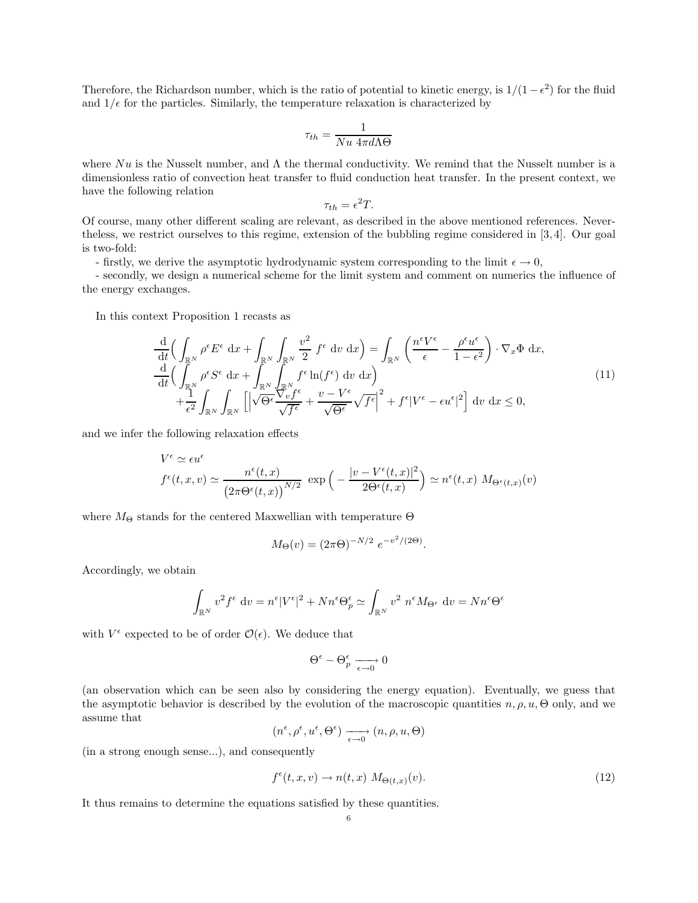Therefore, the Richardson number, which is the ratio of potential to kinetic energy, is $1/(1-\epsilon^2)$ for the fluid and $1/\epsilon$ for the particles. Similarly, the temperature relaxation is characterized by

$$\tau_{th} = \frac{1}{Nu\ 4\pi d\Lambda\Theta}$$

where $Nu$ is the Nusselt number, and $\Lambda$ the thermal conductivity. We remind that the Nusselt number is a dimensionless ratio of convection heat transfer to fluid conduction heat transfer. In the present context, we have the following relation

$$\tau_{th} = \epsilon^2 T.$$

Of course, many other different scaling are relevant, as described in the above mentioned references. Nevertheless, we restrict ourselves to this regime, extension of the bubbling regime considered in [3, 4]. Our goal is two-fold:

- firstly, we derive the asymptotic hydrodynamic system corresponding to the limit $\epsilon \to 0$,

- secondly, we design a numerical scheme for the limit system and comment on numerics the influence of the energy exchanges.

In this context Proposition 1 recasts as

$$\begin{array}{l}
\dfrac{\mathrm{d}}{\mathrm{d}t}\Big(\displaystyle\int_{\mathbb{R}^N} \rho^\epsilon E^\epsilon \ \mathrm{d}x + \int_{\mathbb{R}^N}\int_{\mathbb{R}^N} \frac{v^2}{2}\ f^\epsilon \ \mathrm{d}v \ \mathrm{d}x\Big) = \displaystyle\int_{\mathbb{R}^N} \Big(\frac{n^\epsilon V^\epsilon}{\epsilon} - \frac{\rho^\epsilon u^\epsilon}{1-\epsilon^2}\Big)\cdot \nabla_x \Phi \ \mathrm{d}x, \\
\dfrac{\mathrm{d}}{\mathrm{d}t}\Big(\displaystyle\int_{\mathbb{R}^N} \rho^\epsilon S^\epsilon \ \mathrm{d}x + \int_{\mathbb{R}^N}\int_{\mathbb{R}^N} f^\epsilon \ln(f^\epsilon)\ \mathrm{d}v \ \mathrm{d}x\Big) \\
\quad + \dfrac{1}{\epsilon^2}\displaystyle\int_{\mathbb{R}^N}\int_{\mathbb{R}^N} \Big[\Big|\sqrt{\Theta^\epsilon}\frac{\nabla_v f^\epsilon}{\sqrt{f^\epsilon}} + \frac{v-V^\epsilon}{\sqrt{\Theta^\epsilon}}\sqrt{f^\epsilon}\Big|^2 + f^\epsilon |V^\epsilon - \epsilon u^\epsilon|^2\Big]\ \mathrm{d}v \ \mathrm{d}x \le 0,
\end{array} \tag{11}$$

and we infer the following relaxation effects

$$\begin{array}{l}
V^\epsilon \simeq \epsilon u^\epsilon \\
f^\epsilon(t,x,v) \simeq \dfrac{n^\epsilon(t,x)}{\big(2\pi\Theta^\epsilon(t,x)\big)^{N/2}}\ \exp\Big(-\dfrac{|v-V^\epsilon(t,x)|^2}{2\Theta^\epsilon(t,x)}\Big) \simeq n^\epsilon(t,x)\ M_{\Theta^\epsilon(t,x)}(v)
\end{array}$$

where $M_\Theta$ stands for the centered Maxwellian with temperature $\Theta$

$$M_\Theta(v) = (2\pi\Theta)^{-N/2}\ e^{-v^2/(2\Theta)}.$$

Accordingly, we obtain

$$\int_{\mathbb{R}^N} v^2 f^\epsilon \ \mathrm{d}v = n^\epsilon |V^\epsilon|^2 + N n^\epsilon \Theta_p^\epsilon \simeq \int_{\mathbb{R}^N} v^2\ n^\epsilon M_{\Theta^\epsilon}\ \mathrm{d}v = N n^\epsilon \Theta^\epsilon$$

with $V^\epsilon$ expected to be of order $\mathcal{O}(\epsilon)$. We deduce that

$$\Theta^\epsilon - \Theta_p^\epsilon \xrightarrow[\epsilon\to 0]{} 0$$

(an observation which can be seen also by considering the energy equation). Eventually, we guess that the asymptotic behavior is described by the evolution of the macroscopic quantities $n, \rho, u, \Theta$ only, and we assume that

$$(n^\epsilon, \rho^\epsilon, u^\epsilon, \Theta^\epsilon) \xrightarrow[\epsilon\to 0]{} (n, \rho, u, \Theta)$$

(in a strong enough sense...), and consequently

$$f^\epsilon(t,x,v) \to n(t,x)\ M_{\Theta(t,x)}(v). \tag{12}$$

It thus remains to determine the equations satisfied by these quantities.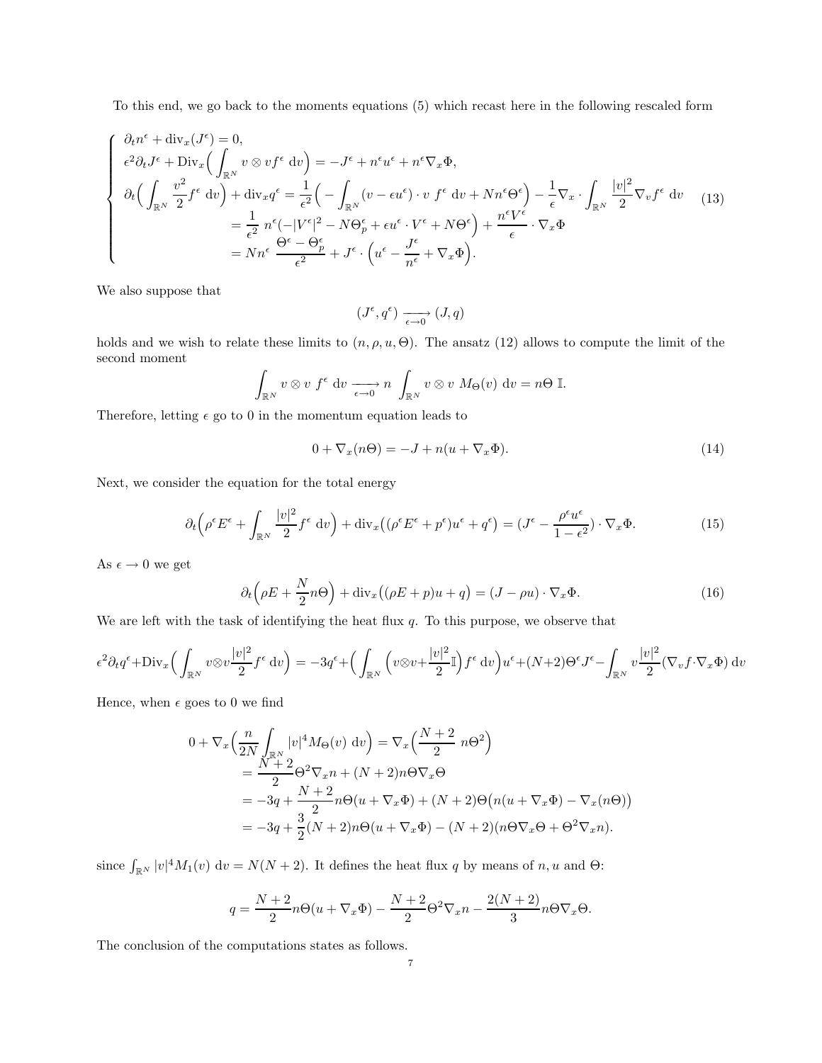To this end, we go back to the moments equations (5) which recast here in the following rescaled form

$$
\left\{
\begin{aligned}
& \partial_t n^\epsilon + \mathrm{div}_x(J^\epsilon) = 0, \\
& \epsilon^2 \partial_t J^\epsilon + \mathrm{Div}_x\Big( \int_{\mathbb{R}^N} v \otimes v f^\epsilon \ \mathrm{d}v \Big) = -J^\epsilon + n^\epsilon u^\epsilon + n^\epsilon \nabla_x \Phi, \\
& \partial_t \Big( \int_{\mathbb{R}^N} \frac{v^2}{2} f^\epsilon \ \mathrm{d}v \Big) + \mathrm{div}_x q^\epsilon = \frac{1}{\epsilon^2}\Big( - \int_{\mathbb{R}^N} (v - \epsilon u^\epsilon)\cdot v \ f^\epsilon \ \mathrm{d}v + N n^\epsilon \Theta^\epsilon \Big) - \frac{1}{\epsilon} \nabla_x \cdot \int_{\mathbb{R}^N} \frac{|v|^2}{2} \nabla_v f^\epsilon \ \mathrm{d}v \\
& \qquad = \frac{1}{\epsilon^2} \ n^\epsilon\big( -|V^\epsilon|^2 - N\Theta_p^\epsilon + \epsilon u^\epsilon \cdot V^\epsilon + N\Theta^\epsilon \big) + \frac{n^\epsilon V^\epsilon}{\epsilon} \cdot \nabla_x \Phi \\
& \qquad = N n^\epsilon \ \frac{\Theta^\epsilon - \Theta_p^\epsilon}{\epsilon^2} + J^\epsilon \cdot \Big( u^\epsilon - \frac{J^\epsilon}{n^\epsilon} + \nabla_x \Phi \Big).
\end{aligned}
\right.
\tag{13}
$$

We also suppose that

$$
(J^\epsilon, q^\epsilon) \xrightarrow[\epsilon \to 0]{} (J, q)
$$

holds and we wish to relate these limits to $(n, \rho, u, \Theta)$. The ansatz (12) allows to compute the limit of the second moment

$$
\int_{\mathbb{R}^N} v \otimes v \ f^\epsilon \ \mathrm{d}v \xrightarrow[\epsilon \to 0]{} n \int_{\mathbb{R}^N} v \otimes v \ M_\Theta(v) \ \mathrm{d}v = n\Theta \ \mathbb{I}.
$$

Therefore, letting $\epsilon$ go to 0 in the momentum equation leads to

$$
0 + \nabla_x(n\Theta) = -J + n(u + \nabla_x \Phi). \tag{14}
$$

Next, we consider the equation for the total energy

$$
\partial_t \Big( \rho^\epsilon E^\epsilon + \int_{\mathbb{R}^N} \frac{|v|^2}{2} f^\epsilon \ \mathrm{d}v \Big) + \mathrm{div}_x\big( (\rho^\epsilon E^\epsilon + p^\epsilon) u^\epsilon + q^\epsilon \big) = \big(J^\epsilon - \frac{\rho^\epsilon u^\epsilon}{1 - \epsilon^2}\big) \cdot \nabla_x \Phi. \tag{15}
$$

As $\epsilon \to 0$ we get

$$
\partial_t \Big( \rho E + \frac{N}{2} n\Theta \Big) + \mathrm{div}_x\big( (\rho E + p)u + q \big) = (J - \rho u) \cdot \nabla_x \Phi. \tag{16}
$$

We are left with the task of identifying the heat flux $q$. To this purpose, we observe that

$$
\epsilon^2 \partial_t q^\epsilon + \mathrm{Div}_x \Big( \int_{\mathbb{R}^N} v \otimes v \frac{|v|^2}{2} f^\epsilon \ \mathrm{d}v \Big) = -3q^\epsilon + \Big( \int_{\mathbb{R}^N} \Big( v \otimes v + \frac{|v|^2}{2} \mathbb{I} \Big) f^\epsilon \ \mathrm{d}v \Big) u^\epsilon + (N+2)\Theta^\epsilon J^\epsilon - \int_{\mathbb{R}^N} v \frac{|v|^2}{2} (\nabla_v f \cdot \nabla_x \Phi) \ \mathrm{d}v
$$

Hence, when $\epsilon$ goes to 0 we find

$$
\begin{aligned}
0 + \nabla_x \Big( \frac{n}{2N} \int_{\mathbb{R}^N} |v|^4 M_\Theta(v) \ \mathrm{d}v \Big) &= \nabla_x \Big( \frac{N+2}{2} \ n\Theta^2 \Big) \\
&= \frac{N+2}{2} \Theta^2 \nabla_x n + (N+2) n\Theta \nabla_x \Theta \\
&= -3q + \frac{N+2}{2} n\Theta(u + \nabla_x \Phi) + (N+2)\Theta\big( n(u + \nabla_x \Phi) - \nabla_x(n\Theta) \big) \\
&= -3q + \frac{3}{2}(N+2) n\Theta(u + \nabla_x \Phi) - (N+2)(n\Theta \nabla_x \Theta + \Theta^2 \nabla_x n).
\end{aligned}
$$

since $\int_{\mathbb{R}^N} |v|^4 M_1(v) \ \mathrm{d}v = N(N+2)$. It defines the heat flux $q$ by means of $n, u$ and $\Theta$:

$$
q = \frac{N+2}{2} n\Theta(u + \nabla_x \Phi) - \frac{N+2}{2} \Theta^2 \nabla_x n - \frac{2(N+2)}{3} n\Theta \nabla_x \Theta.
$$

The conclusion of the computations states as follows.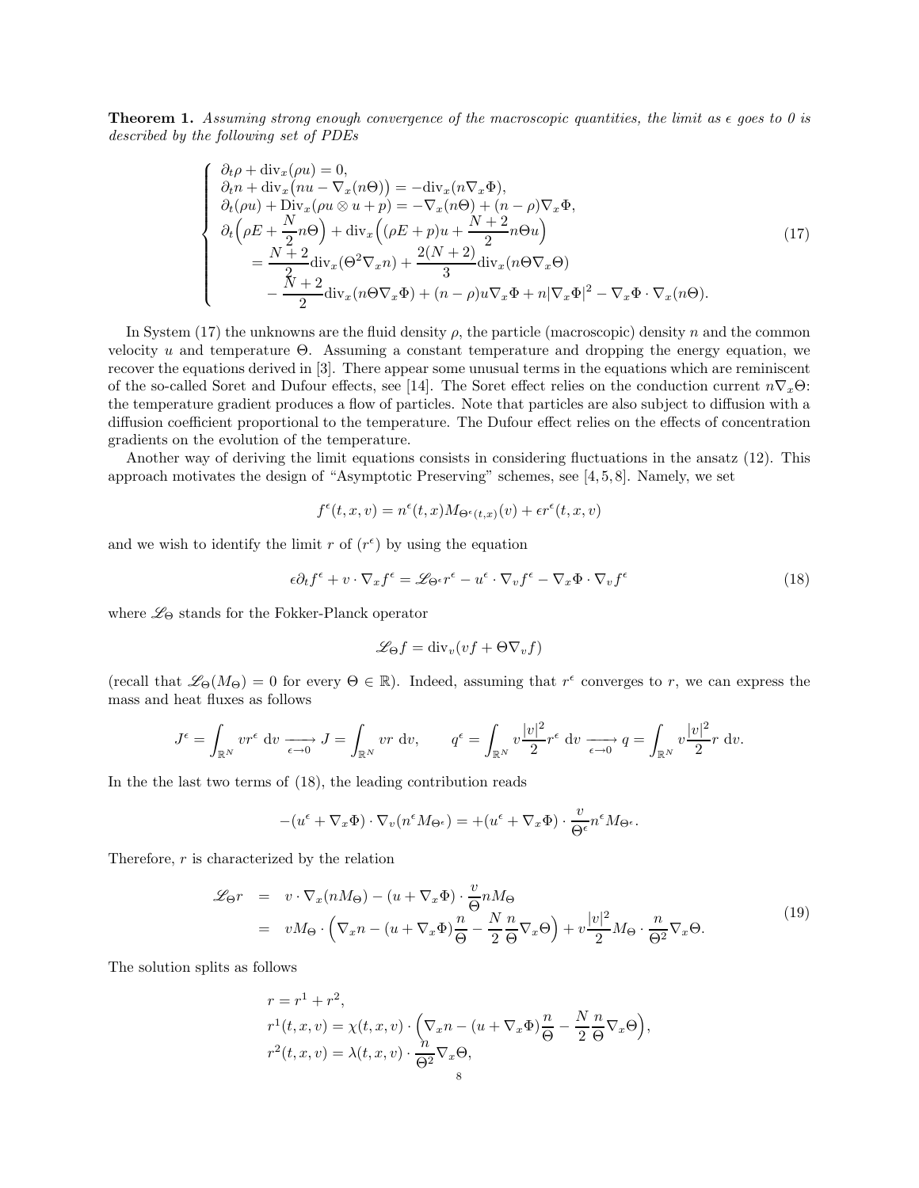**Theorem 1.** *Assuming strong enough convergence of the macroscopic quantities, the limit as $\epsilon$ goes to 0 is described by the following set of PDEs*

$$
\left\{
\begin{array}{l}
\partial_t \rho + \mathrm{div}_x(\rho u) = 0, \\
\partial_t n + \mathrm{div}_x\big(nu - \nabla_x(n\Theta)\big) = -\mathrm{div}_x(n\nabla_x\Phi), \\
\partial_t(\rho u) + \mathrm{Div}_x(\rho u \otimes u + p) = -\nabla_x(n\Theta) + (n-\rho)\nabla_x\Phi, \\
\partial_t\Big(\rho E + \dfrac{N}{2}n\Theta\Big) + \mathrm{div}_x\Big((\rho E + p)u + \dfrac{N+2}{2}n\Theta u\Big) \\
\qquad = \dfrac{N+2}{2}\mathrm{div}_x(\Theta^2\nabla_x n) + \dfrac{2(N+2)}{3}\mathrm{div}_x(n\Theta\nabla_x\Theta) \\
\qquad\quad - \dfrac{N+2}{2}\mathrm{div}_x(n\Theta\nabla_x\Phi) + (n-\rho)u\nabla_x\Phi + n|\nabla_x\Phi|^2 - \nabla_x\Phi\cdot\nabla_x(n\Theta).
\end{array}
\right.
\tag{17}
$$

In System (17) the unknowns are the fluid density $\rho$, the particle (macroscopic) density $n$ and the common velocity $u$ and temperature $\Theta$. Assuming a constant temperature and dropping the energy equation, we recover the equations derived in [3]. There appear some unusual terms in the equations which are reminiscent of the so-called Soret and Dufour effects, see [14]. The Soret effect relies on the conduction current $n\nabla_x\Theta$: the temperature gradient produces a flow of particles. Note that particles are also subject to diffusion with a diffusion coefficient proportional to the temperature. The Dufour effect relies on the effects of concentration gradients on the evolution of the temperature.

Another way of deriving the limit equations consists in considering fluctuations in the ansatz (12). This approach motivates the design of "Asymptotic Preserving" schemes, see [4, 5, 8]. Namely, we set

$$
f^\epsilon(t,x,v) = n^\epsilon(t,x)M_{\Theta^\epsilon(t,x)}(v) + \epsilon r^\epsilon(t,x,v)
$$

and we wish to identify the limit $r$ of $(r^\epsilon)$ by using the equation

$$
\epsilon\partial_t f^\epsilon + v\cdot\nabla_x f^\epsilon = \mathscr{L}_{\Theta^\epsilon} r^\epsilon - u^\epsilon\cdot\nabla_v f^\epsilon - \nabla_x\Phi\cdot\nabla_v f^\epsilon \tag{18}
$$

where $\mathscr{L}_\Theta$ stands for the Fokker-Planck operator

$$
\mathscr{L}_\Theta f = \mathrm{div}_v(vf + \Theta\nabla_v f)
$$

(recall that $\mathscr{L}_\Theta(M_\Theta) = 0$ for every $\Theta \in \mathbb{R}$). Indeed, assuming that $r^\epsilon$ converges to $r$, we can express the mass and heat fluxes as follows

$$
J^\epsilon = \int_{\mathbb{R}^N} v r^\epsilon \,\mathrm{d}v \xrightarrow[\epsilon\to 0]{} J = \int_{\mathbb{R}^N} v r \,\mathrm{d}v, \qquad q^\epsilon = \int_{\mathbb{R}^N} v\frac{|v|^2}{2} r^\epsilon \,\mathrm{d}v \xrightarrow[\epsilon\to 0]{} q = \int_{\mathbb{R}^N} v\frac{|v|^2}{2} r \,\mathrm{d}v.
$$

In the the last two terms of (18), the leading contribution reads

$$
-(u^\epsilon + \nabla_x\Phi)\cdot\nabla_v(n^\epsilon M_{\Theta^\epsilon}) = +(u^\epsilon + \nabla_x\Phi)\cdot\frac{v}{\Theta^\epsilon}n^\epsilon M_{\Theta^\epsilon}.
$$

Therefore, $r$ is characterized by the relation

$$
\begin{aligned}
\mathscr{L}_\Theta r &= v\cdot\nabla_x(nM_\Theta) - (u + \nabla_x\Phi)\cdot\frac{v}{\Theta}nM_\Theta \\
&= vM_\Theta\cdot\Big(\nabla_x n - (u+\nabla_x\Phi)\frac{n}{\Theta} - \frac{N}{2}\frac{n}{\Theta}\nabla_x\Theta\Big) + v\frac{|v|^2}{2}M_\Theta\cdot\frac{n}{\Theta^2}\nabla_x\Theta.
\end{aligned}
\tag{19}
$$

The solution splits as follows

$$
\begin{aligned}
&r = r^1 + r^2, \\
&r^1(t,x,v) = \chi(t,x,v)\cdot\Big(\nabla_x n - (u+\nabla_x\Phi)\frac{n}{\Theta} - \frac{N}{2}\frac{n}{\Theta}\nabla_x\Theta\Big), \\
&r^2(t,x,v) = \lambda(t,x,v)\cdot\frac{n}{\Theta^2}\nabla_x\Theta,
\end{aligned}
$$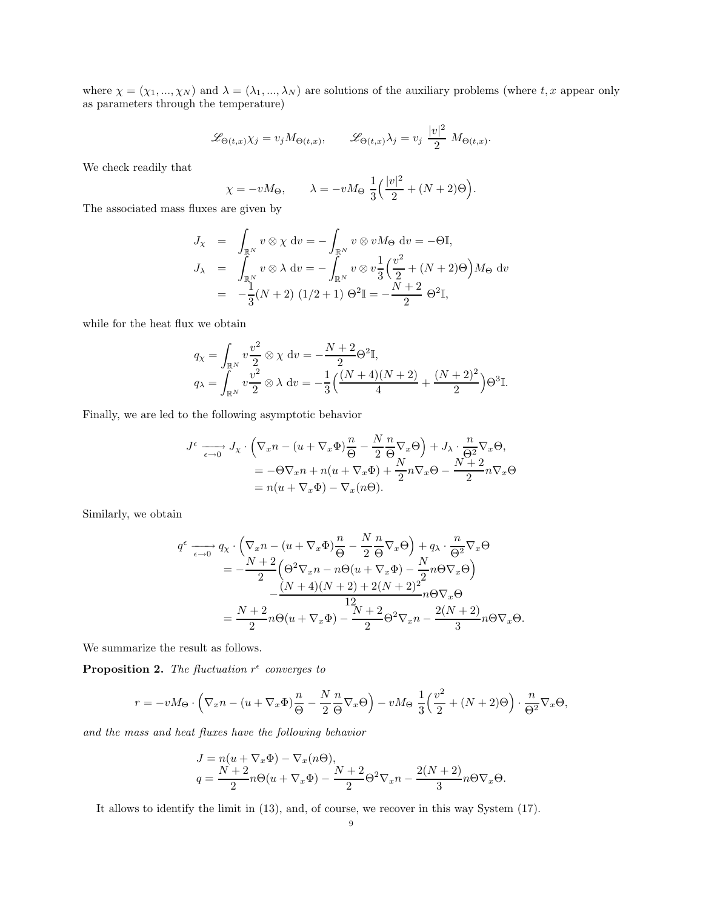where $\chi = (\chi_1, ..., \chi_N)$ and $\lambda = (\lambda_1, ..., \lambda_N)$ are solutions of the auxiliary problems (where $t, x$ appear only as parameters through the temperature)

$$\mathscr{L}_{\Theta(t,x)}\chi_j = v_j M_{\Theta(t,x)}, \qquad \mathscr{L}_{\Theta(t,x)}\lambda_j = v_j \ \frac{|v|^2}{2} \ M_{\Theta(t,x)}.$$

We check readily that

$$\chi = -vM_\Theta, \qquad \lambda = -vM_\Theta \ \frac{1}{3}\Big(\frac{|v|^2}{2} + (N+2)\Theta\Big).$$

The associated mass fluxes are given by

$$\begin{aligned}
J_\chi &= \int_{\mathbb{R}^N} v \otimes \chi \ \mathrm{d}v = -\int_{\mathbb{R}^N} v \otimes vM_\Theta \ \mathrm{d}v = -\Theta\mathbb{I}, \\
J_\lambda &= \int_{\mathbb{R}^N} v \otimes \lambda \ \mathrm{d}v = -\int_{\mathbb{R}^N} v \otimes v\frac{1}{3}\Big(\frac{v^2}{2} + (N+2)\Theta\Big)M_\Theta \ \mathrm{d}v \\
&= -\frac{1}{3}(N+2) \ (1/2+1) \ \Theta^2\mathbb{I} = -\frac{N+2}{2} \ \Theta^2\mathbb{I},
\end{aligned}$$

while for the heat flux we obtain

$$\begin{aligned}
&q_\chi = \int_{\mathbb{R}^N} v\frac{v^2}{2} \otimes \chi \ \mathrm{d}v = -\frac{N+2}{2}\Theta^2\mathbb{I}, \\
&q_\lambda = \int_{\mathbb{R}^N} v\frac{v^2}{2} \otimes \lambda \ \mathrm{d}v = -\frac{1}{3}\Big(\frac{(N+4)(N+2)}{4} + \frac{(N+2)^2}{2}\Big)\Theta^3\mathbb{I}.
\end{aligned}$$

Finally, we are led to the following asymptotic behavior

$$\begin{aligned}
J^\epsilon \xrightarrow[\epsilon\to 0]{} & J_\chi \cdot \Big(\nabla_x n - (u + \nabla_x\Phi)\frac{n}{\Theta} - \frac{N}{2}\frac{n}{\Theta}\nabla_x\Theta\Big) + J_\lambda \cdot \frac{n}{\Theta^2}\nabla_x\Theta, \\
&= -\Theta\nabla_x n + n(u + \nabla_x\Phi) + \frac{N}{2}n\nabla_x\Theta - \frac{N+2}{2}n\nabla_x\Theta \\
&= n(u + \nabla_x\Phi) - \nabla_x(n\Theta).
\end{aligned}$$

Similarly, we obtain

$$\begin{aligned}
q^\epsilon \xrightarrow[\epsilon\to 0]{} & q_\chi \cdot \Big(\nabla_x n - (u + \nabla_x\Phi)\frac{n}{\Theta} - \frac{N}{2}\frac{n}{\Theta}\nabla_x\Theta\Big) + q_\lambda \cdot \frac{n}{\Theta^2}\nabla_x\Theta \\
&= -\frac{N+2}{2}\Big(\Theta^2\nabla_x n - n\Theta(u + \nabla_x\Phi) - \frac{N}{2}n\Theta\nabla_x\Theta\Big) \\
&\quad -\frac{(N+4)(N+2) + 2(N+2)^2}{12}n\Theta\nabla_x\Theta \\
&= \frac{N+2}{2}n\Theta(u + \nabla_x\Phi) - \frac{N+2}{2}\Theta^2\nabla_x n - \frac{2(N+2)}{3}n\Theta\nabla_x\Theta.
\end{aligned}$$

We summarize the result as follows.

**Proposition 2.** *The fluctuation $r^\epsilon$ converges to*

$$r = -vM_\Theta \cdot \Big(\nabla_x n - (u + \nabla_x\Phi)\frac{n}{\Theta} - \frac{N}{2}\frac{n}{\Theta}\nabla_x\Theta\Big) - vM_\Theta \ \frac{1}{3}\Big(\frac{v^2}{2} + (N+2)\Theta\Big) \cdot \frac{n}{\Theta^2}\nabla_x\Theta,$$

*and the mass and heat fluxes have the following behavior*

$$\begin{aligned}
&J = n(u + \nabla_x\Phi) - \nabla_x(n\Theta), \\
&q = \frac{N+2}{2}n\Theta(u + \nabla_x\Phi) - \frac{N+2}{2}\Theta^2\nabla_x n - \frac{2(N+2)}{3}n\Theta\nabla_x\Theta.
\end{aligned}$$

It allows to identify the limit in (13), and, of course, we recover in this way System (17).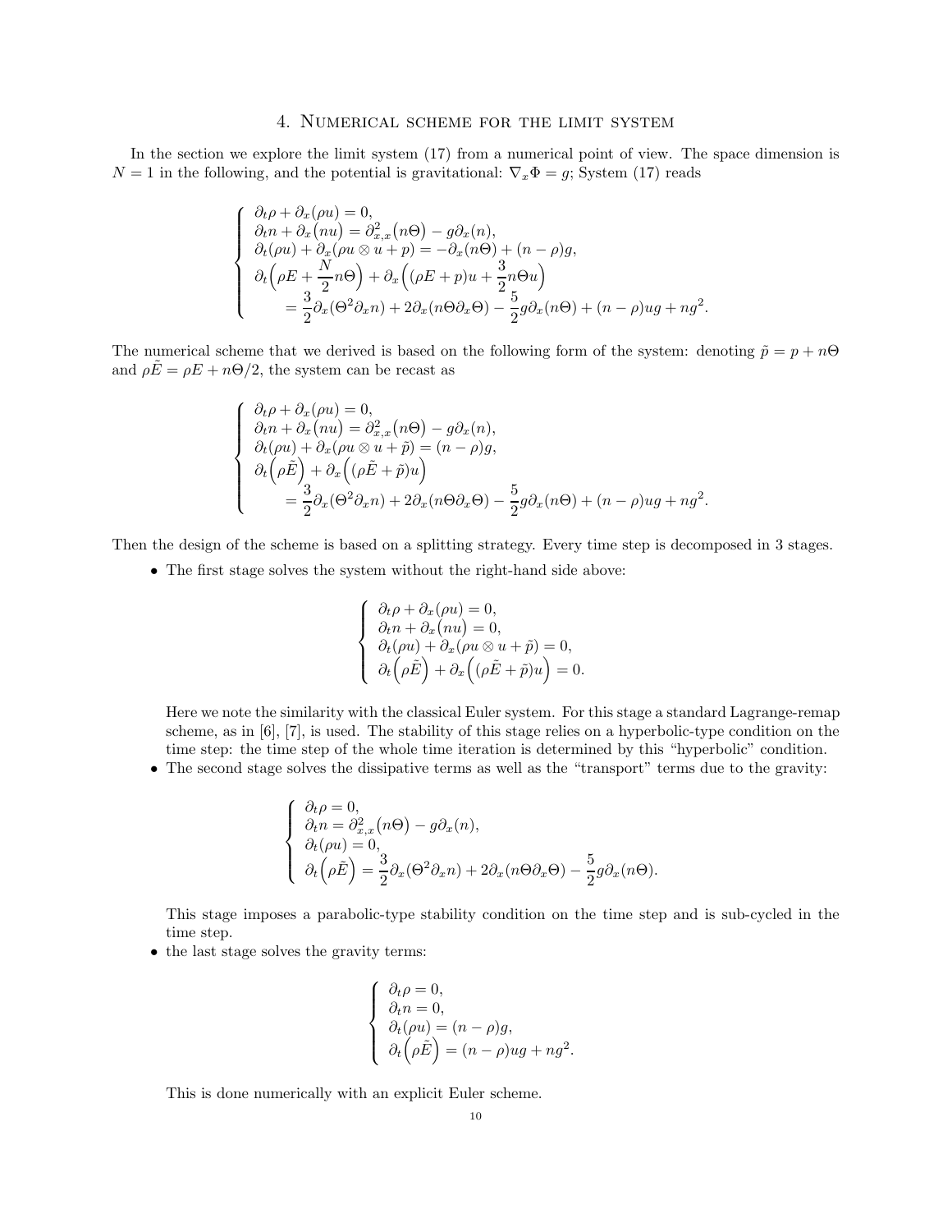## 4. Numerical scheme for the limit system

In the section we explore the limit system (17) from a numerical point of view. The space dimension is $N = 1$ in the following, and the potential is gravitational: $\nabla_x \Phi = g$; System (17) reads

$$
\left\{
\begin{array}{l}
\partial_t \rho + \partial_x(\rho u) = 0, \\
\partial_t n + \partial_x\big(nu\big) = \partial^2_{x,x}\big(n\Theta\big) - g\partial_x(n), \\
\partial_t(\rho u) + \partial_x(\rho u \otimes u + p) = -\partial_x(n\Theta) + (n-\rho)g, \\
\partial_t\Big(\rho E + \dfrac{N}{2} n\Theta\Big) + \partial_x\Big((\rho E + p)u + \dfrac{3}{2} n\Theta u\Big) \\
\qquad = \dfrac{3}{2}\partial_x(\Theta^2 \partial_x n) + 2\partial_x(n\Theta\partial_x\Theta) - \dfrac{5}{2} g\partial_x(n\Theta) + (n-\rho)ug + ng^2.
\end{array}
\right.
$$

The numerical scheme that we derived is based on the following form of the system: denoting $\tilde{p} = p + n\Theta$ and $\rho\tilde{E} = \rho E + n\Theta/2$, the system can be recast as

$$
\left\{
\begin{array}{l}
\partial_t \rho + \partial_x(\rho u) = 0, \\
\partial_t n + \partial_x\big(nu\big) = \partial^2_{x,x}\big(n\Theta\big) - g\partial_x(n), \\
\partial_t(\rho u) + \partial_x(\rho u \otimes u + \tilde{p}) = (n-\rho)g, \\
\partial_t\Big(\rho\tilde{E}\Big) + \partial_x\Big((\rho\tilde{E} + \tilde{p})u\Big) \\
\qquad = \dfrac{3}{2}\partial_x(\Theta^2 \partial_x n) + 2\partial_x(n\Theta\partial_x\Theta) - \dfrac{5}{2} g\partial_x(n\Theta) + (n-\rho)ug + ng^2.
\end{array}
\right.
$$

Then the design of the scheme is based on a splitting strategy. Every time step is decomposed in 3 stages.

- The first stage solves the system without the right-hand side above:

$$
\left\{
\begin{array}{l}
\partial_t \rho + \partial_x(\rho u) = 0, \\
\partial_t n + \partial_x\big(nu\big) = 0, \\
\partial_t(\rho u) + \partial_x(\rho u \otimes u + \tilde{p}) = 0, \\
\partial_t\Big(\rho\tilde{E}\Big) + \partial_x\Big((\rho\tilde{E} + \tilde{p})u\Big) = 0.
\end{array}
\right.
$$

  Here we note the similarity with the classical Euler system. For this stage a standard Lagrange-remap scheme, as in [6], [7], is used. The stability of this stage relies on a hyperbolic-type condition on the time step: the time step of the whole time iteration is determined by this "hyperbolic" condition.

- The second stage solves the dissipative terms as well as the "transport" terms due to the gravity:

$$
\left\{
\begin{array}{l}
\partial_t \rho = 0, \\
\partial_t n = \partial^2_{x,x}\big(n\Theta\big) - g\partial_x(n), \\
\partial_t(\rho u) = 0, \\
\partial_t\Big(\rho\tilde{E}\Big) = \dfrac{3}{2}\partial_x(\Theta^2 \partial_x n) + 2\partial_x(n\Theta\partial_x\Theta) - \dfrac{5}{2} g\partial_x(n\Theta).
\end{array}
\right.
$$

  This stage imposes a parabolic-type stability condition on the time step and is sub-cycled in the time step.

- the last stage solves the gravity terms:

$$
\left\{
\begin{array}{l}
\partial_t \rho = 0, \\
\partial_t n = 0, \\
\partial_t(\rho u) = (n-\rho)g, \\
\partial_t\Big(\rho\tilde{E}\Big) = (n-\rho)ug + ng^2.
\end{array}
\right.
$$

  This is done numerically with an explicit Euler scheme.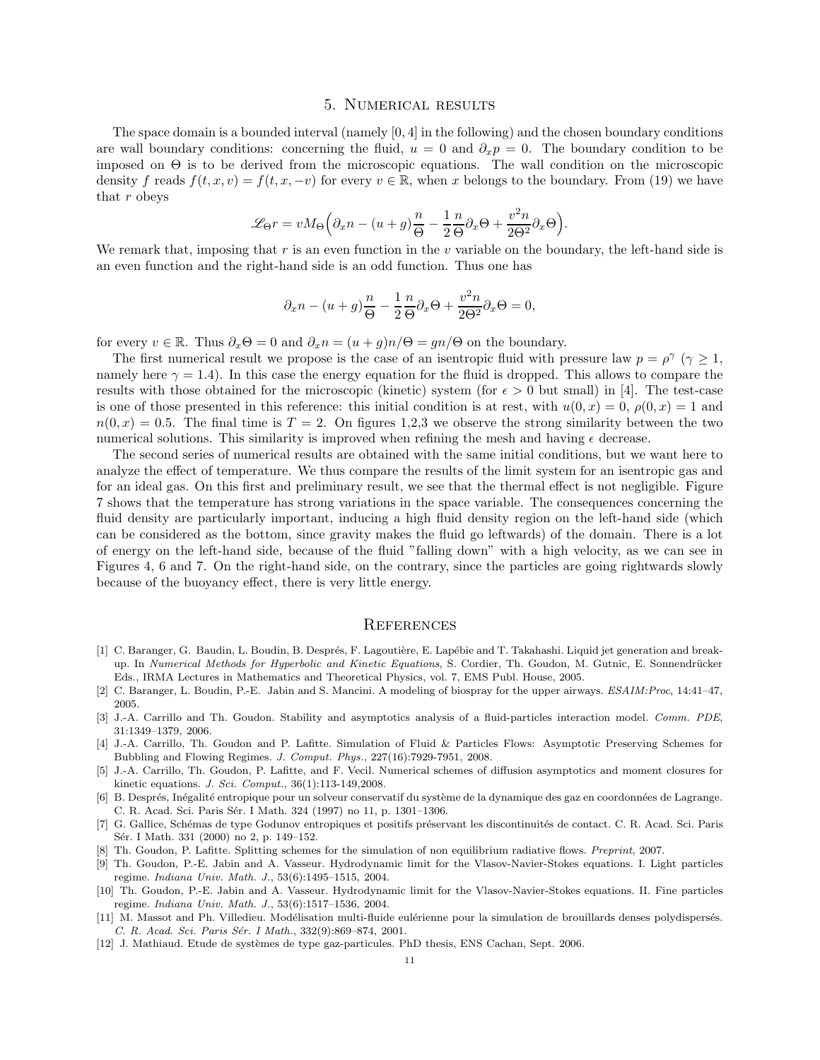## 5. Numerical results

The space domain is a bounded interval (namely $[0, 4]$ in the following) and the chosen boundary conditions are wall boundary conditions: concerning the fluid, $u = 0$ and $\partial_x p = 0$. The boundary condition to be imposed on $\Theta$ is to be derived from the microscopic equations. The wall condition on the microscopic density $f$ reads $f(t, x, v) = f(t, x, -v)$ for every $v \in \mathbb{R}$, when $x$ belongs to the boundary. From (19) we have that $r$ obeys

$$\mathscr{L}_\Theta r = v M_\Theta \Big( \partial_x n - (u + g) \frac{n}{\Theta} - \frac{1}{2} \frac{n}{\Theta} \partial_x \Theta + \frac{v^2 n}{2\Theta^2} \partial_x \Theta \Big).$$

We remark that, imposing that $r$ is an even function in the $v$ variable on the boundary, the left-hand side is an even function and the right-hand side is an odd function. Thus one has

$$\partial_x n - (u + g) \frac{n}{\Theta} - \frac{1}{2} \frac{n}{\Theta} \partial_x \Theta + \frac{v^2 n}{2\Theta^2} \partial_x \Theta = 0,$$

for every $v \in \mathbb{R}$. Thus $\partial_x \Theta = 0$ and $\partial_x n = (u + g) n / \Theta = gn/\Theta$ on the boundary.

The first numerical result we propose is the case of an isentropic fluid with pressure law $p = \rho^\gamma$ ($\gamma \geq 1$, namely here $\gamma = 1.4$). In this case the energy equation for the fluid is dropped. This allows to compare the results with those obtained for the microscopic (kinetic) system (for $\epsilon > 0$ but small) in [4]. The test-case is one of those presented in this reference: this initial condition is at rest, with $u(0, x) = 0$, $\rho(0, x) = 1$ and $n(0, x) = 0.5$. The final time is $T = 2$. On figures 1,2,3 we observe the strong similarity between the two numerical solutions. This similarity is improved when refining the mesh and having $\epsilon$ decrease.

The second series of numerical results are obtained with the same initial conditions, but we want here to analyze the effect of temperature. We thus compare the results of the limit system for an isentropic gas and for an ideal gas. On this first and preliminary result, we see that the thermal effect is not negligible. Figure 7 shows that the temperature has strong variations in the space variable. The consequences concerning the fluid density are particularly important, inducing a high fluid density region on the left-hand side (which can be considered as the bottom, since gravity makes the fluid go leftwards) of the domain. There is a lot of energy on the left-hand side, because of the fluid "falling down" with a high velocity, as we can see in Figures 4, 6 and 7. On the right-hand side, on the contrary, since the particles are going rightwards slowly because of the buoyancy effect, there is very little energy.

## References

[1] C. Baranger, G. Baudin, L. Boudin, B. Després, F. Lagoutière, E. Lapébie and T. Takahashi. Liquid jet generation and break-up. In *Numerical Methods for Hyperbolic and Kinetic Equations*, S. Cordier, Th. Goudon, M. Gutnic, E. Sonnendrücker Eds., IRMA Lectures in Mathematics and Theoretical Physics, vol. 7, EMS Publ. House, 2005.

[2] C. Baranger, L. Boudin, P.-E. Jabin and S. Mancini. A modeling of biospray for the upper airways. *ESAIM:Proc*, 14:41–47, 2005.

[3] J.-A. Carrillo and Th. Goudon. Stability and asymptotics analysis of a fluid-particles interaction model. *Comm. PDE*, 31:1349–1379, 2006.

[4] J.-A. Carrillo, Th. Goudon and P. Lafitte. Simulation of Fluid & Particles Flows: Asymptotic Preserving Schemes for Bubbling and Flowing Regimes. *J. Comput. Phys.*, 227(16):7929-7951, 2008.

[5] J.-A. Carrillo, Th. Goudon, P. Lafitte, and F. Vecil. Numerical schemes of diffusion asymptotics and moment closures for kinetic equations. *J. Sci. Comput.*, 36(1):113-149,2008.

[6] B. Després, Inégalité entropique pour un solveur conservatif du système de la dynamique des gaz en coordonnées de Lagrange. C. R. Acad. Sci. Paris Sér. I Math. 324 (1997) no 11, p. 1301–1306.

[7] G. Gallice, Schémas de type Godunov entropiques et positifs préservant les discontinuités de contact. C. R. Acad. Sci. Paris Sér. I Math. 331 (2000) no 2, p. 149–152.

[8] Th. Goudon, P. Lafitte. Splitting schemes for the simulation of non equilibrium radiative flows. *Preprint*, 2007.

[9] Th. Goudon, P.-E. Jabin and A. Vasseur. Hydrodynamic limit for the Vlasov-Navier-Stokes equations. I. Light particles regime. *Indiana Univ. Math. J.*, 53(6):1495–1515, 2004.

[10] Th. Goudon, P.-E. Jabin and A. Vasseur. Hydrodynamic limit for the Vlasov-Navier-Stokes equations. II. Fine particles regime. *Indiana Univ. Math. J.*, 53(6):1517–1536, 2004.

[11] M. Massot and Ph. Villedieu. Modélisation multi-fluide eulérienne pour la simulation de brouillards denses polydispersés. *C. R. Acad. Sci. Paris Sér. I Math.*, 332(9):869–874, 2001.

[12] J. Mathiaud. Etude de systèmes de type gaz-particules. PhD thesis, ENS Cachan, Sept. 2006.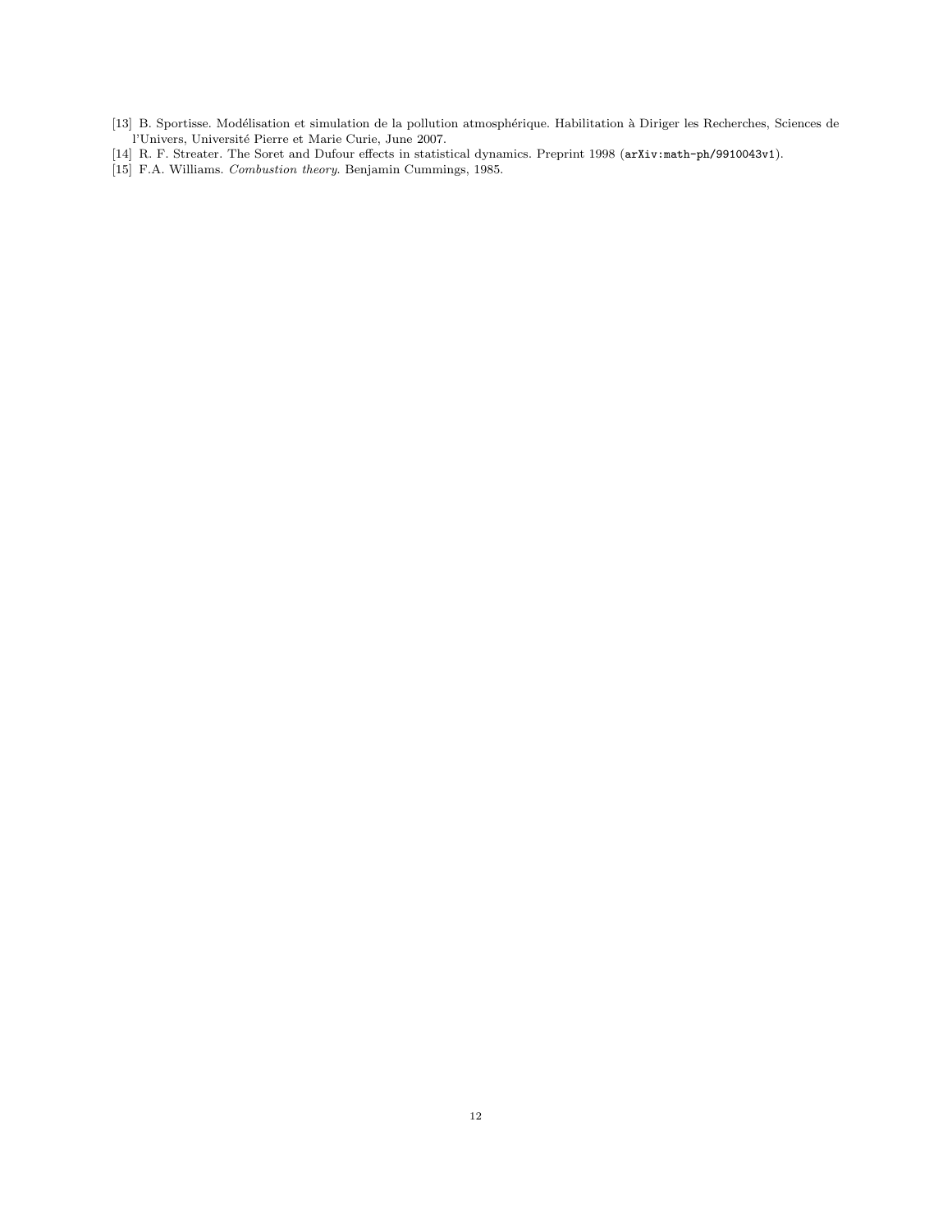[13] B. Sportisse. Modélisation et simulation de la pollution atmosphérique. Habilitation à Diriger les Recherches, Sciences de l'Univers, Université Pierre et Marie Curie, June 2007.

[14] R. F. Streater. The Soret and Dufour effects in statistical dynamics. Preprint 1998 (`arXiv:math-ph/9910043v1`).

[15] F.A. Williams. *Combustion theory*. Benjamin Cummings, 1985.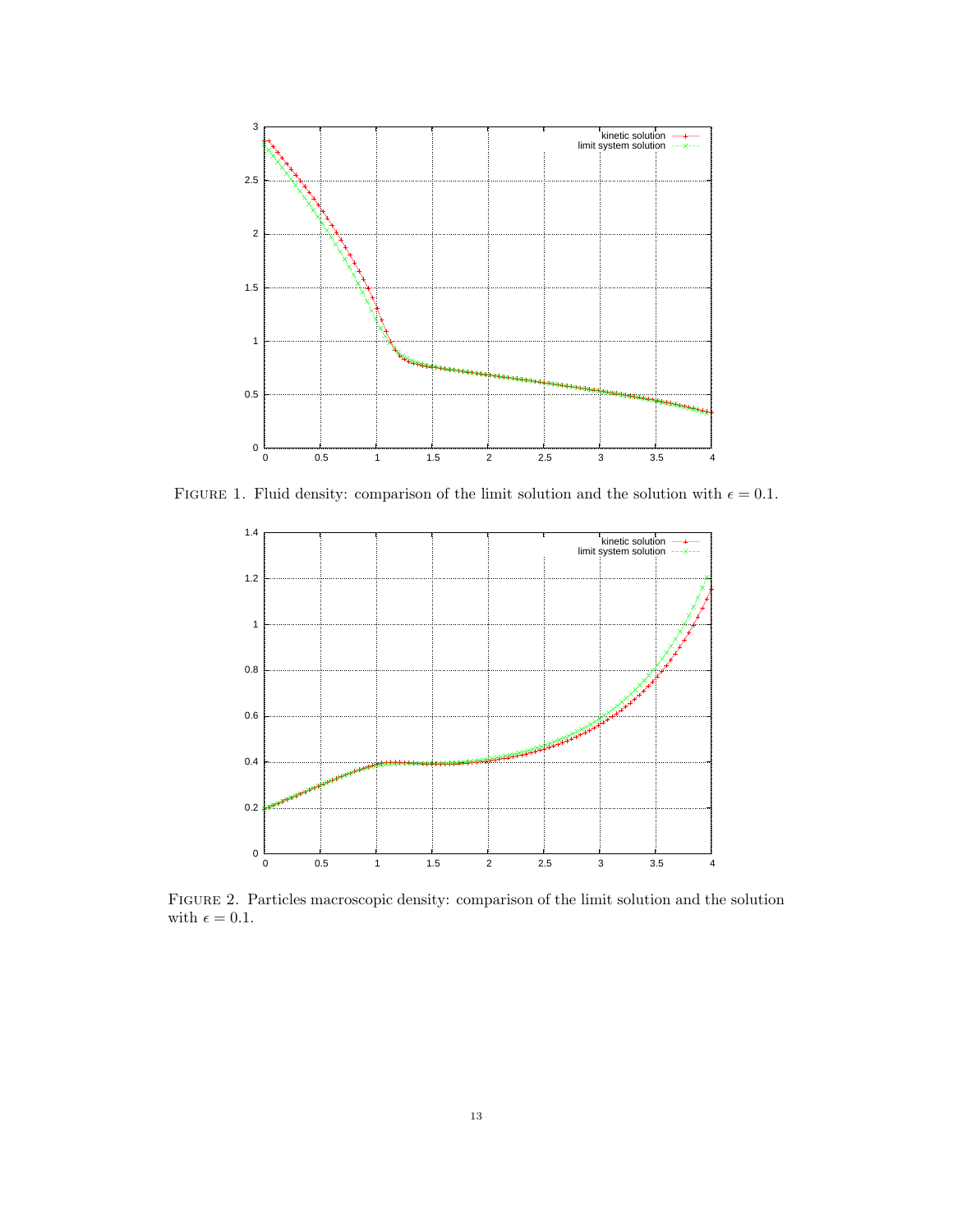FIGURE 1. Fluid density: comparison of the limit solution and the solution with $\epsilon = 0.1$.

FIGURE 2. Particles macroscopic density: comparison of the limit solution and the solution with $\epsilon = 0.1$.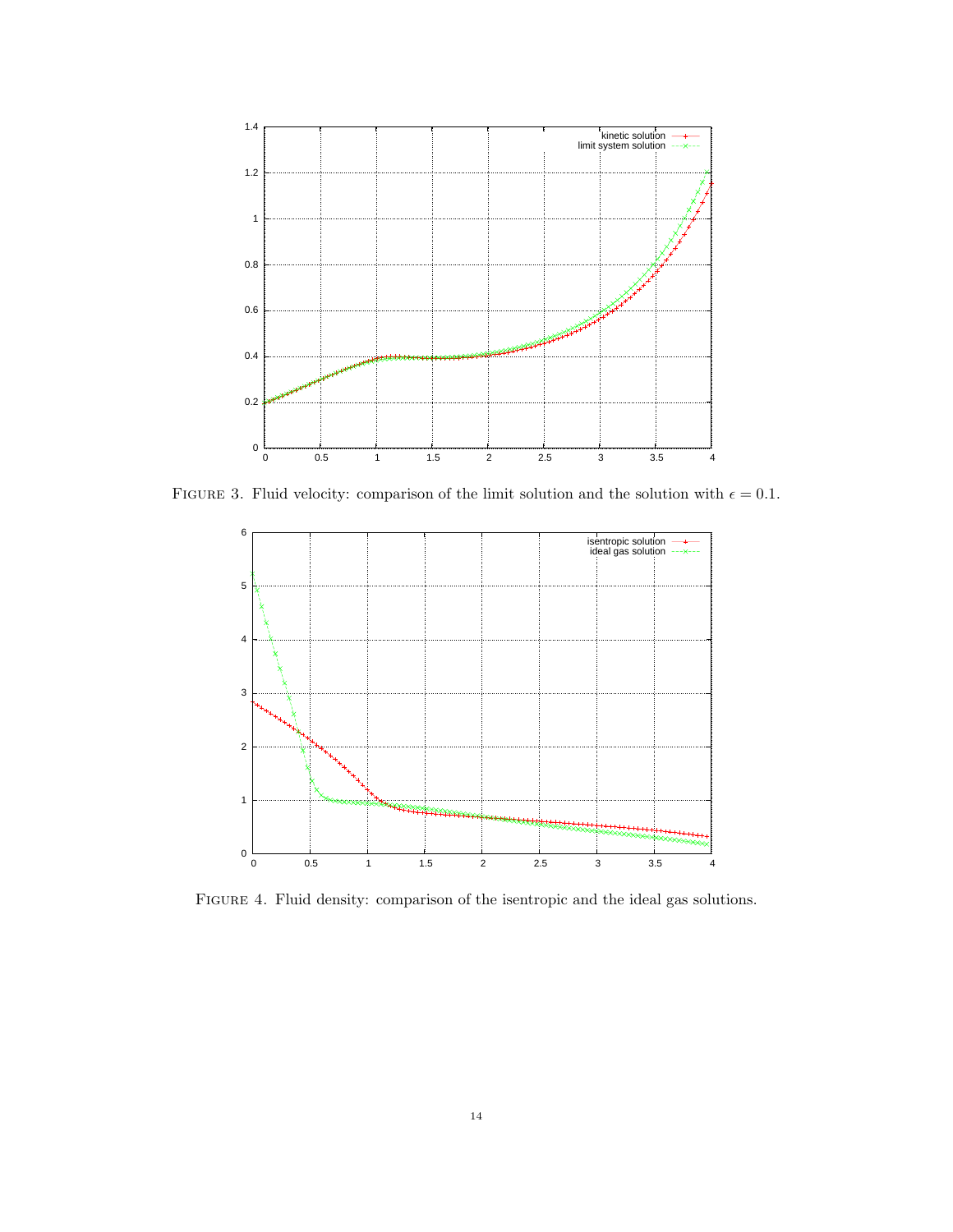FIGURE 3. Fluid velocity: comparison of the limit solution and the solution with $\epsilon = 0.1$.

FIGURE 4. Fluid density: comparison of the isentropic and the ideal gas solutions.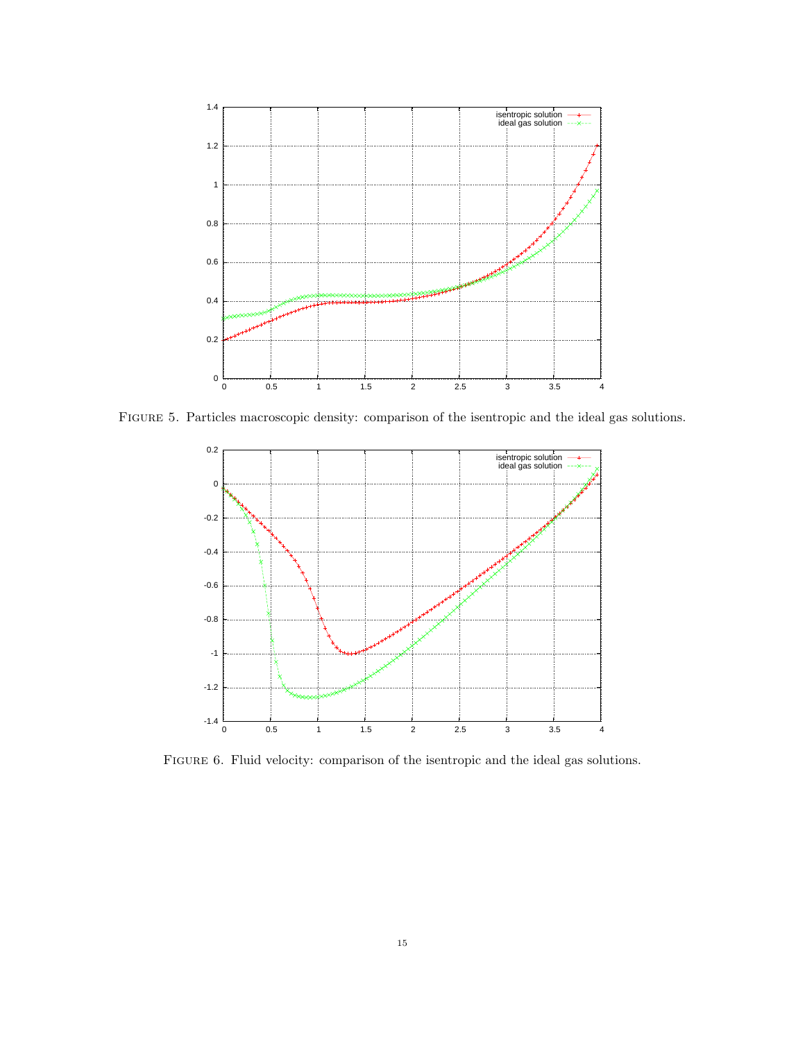FIGURE 5. Particles macroscopic density: comparison of the isentropic and the ideal gas solutions.

FIGURE 6. Fluid velocity: comparison of the isentropic and the ideal gas solutions.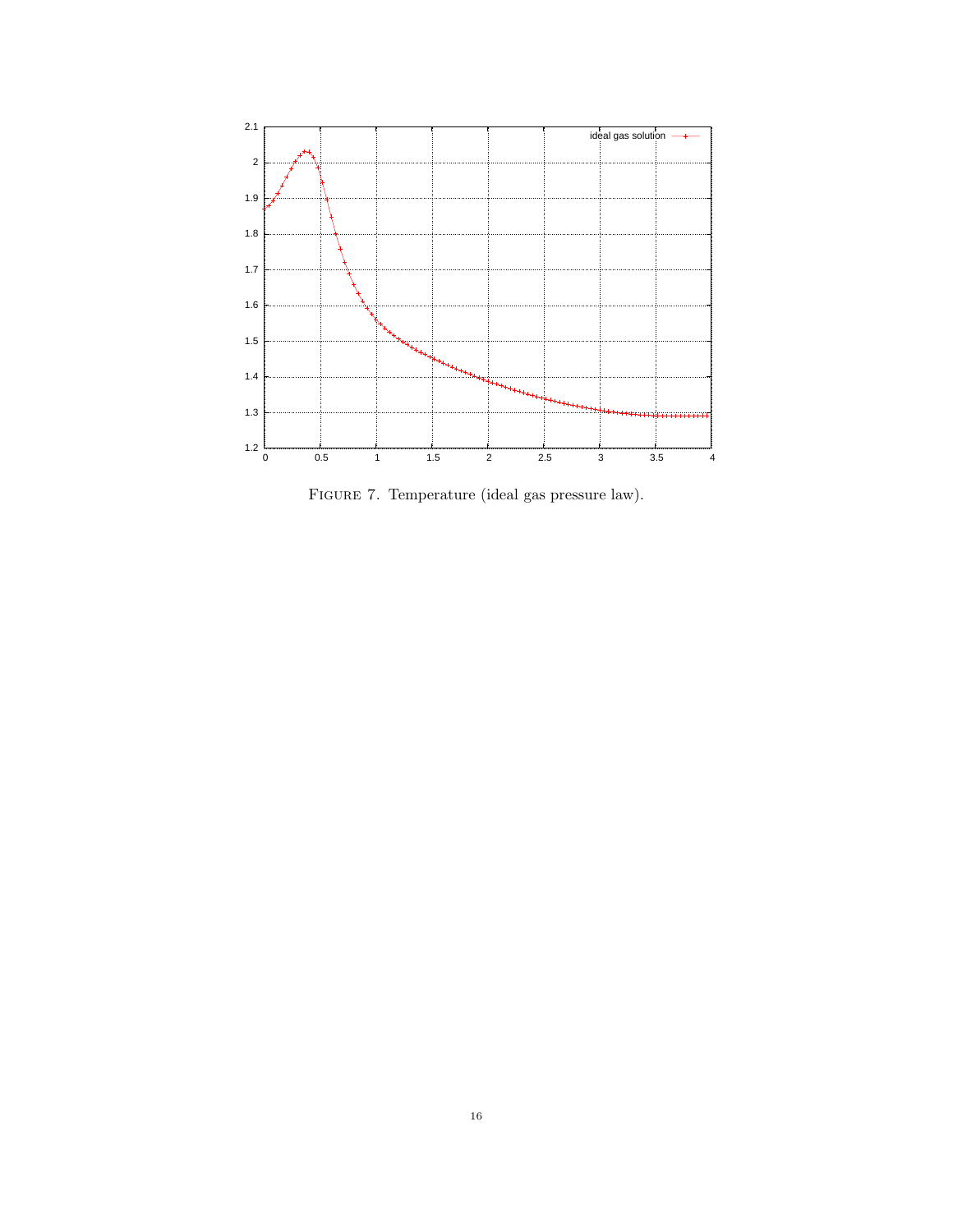ideal gas solution

2.1
2
1.9
1.8
1.7
1.6
1.5
1.4
1.3
1.2

0
0.5
1
1.5
2
2.5
3
3.5
4

Figure 7. Temperature (ideal gas pressure law).